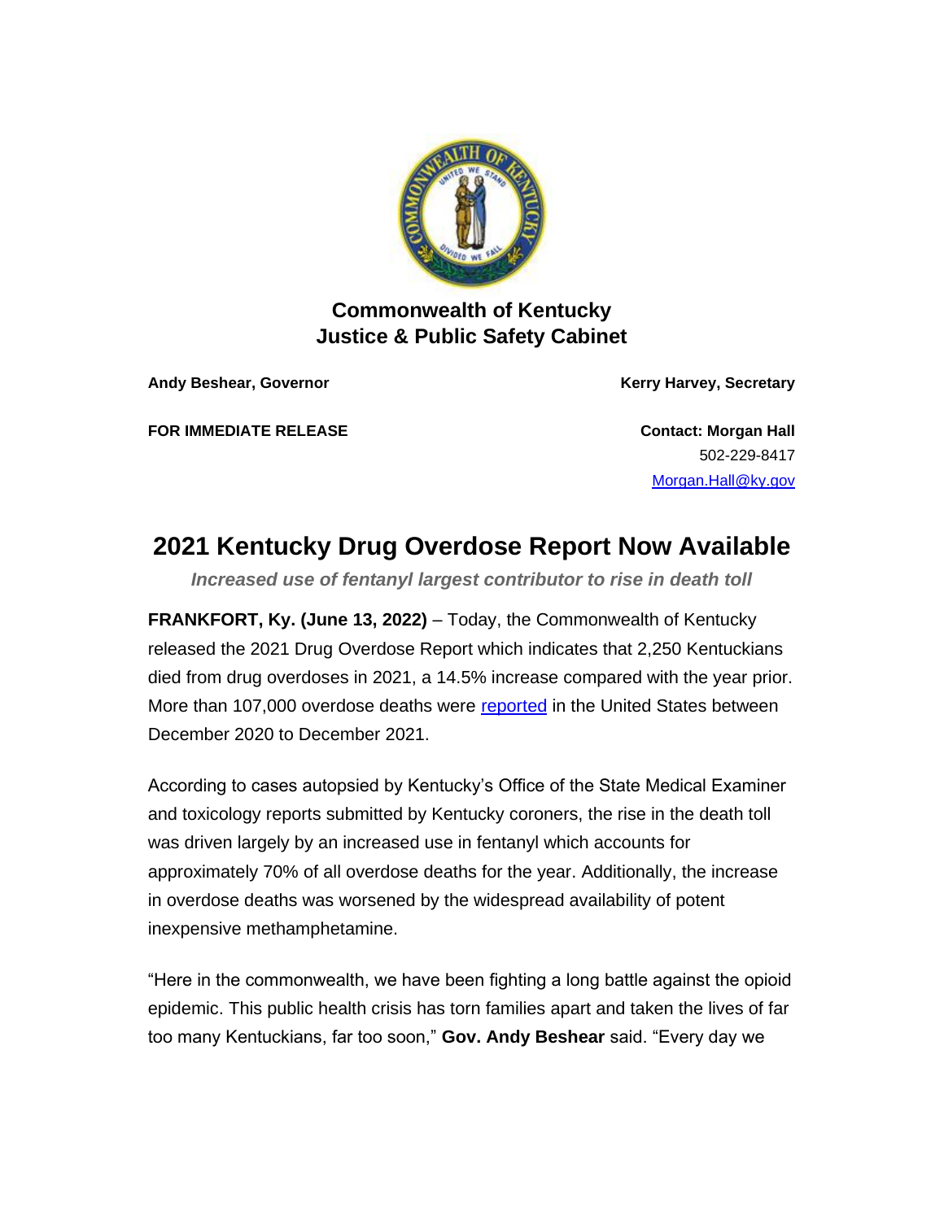**Commonwealth of Kentucky**
**Justice & Public Safety Cabinet**

**Andy Beshear, Governor** | **Kerry Harvey, Secretary**

**FOR IMMEDIATE RELEASE**

**Contact: Morgan Hall**
502-229-8417
[Morgan.Hall@ky.gov](mailto:Morgan.Hall@ky.gov)

# 2021 Kentucky Drug Overdose Report Now Available

***Increased use of fentanyl largest contributor to rise in death toll***

**FRANKFORT, Ky. (June 13, 2022)** – Today, the Commonwealth of Kentucky released the 2021 Drug Overdose Report which indicates that 2,250 Kentuckians died from drug overdoses in 2021, a 14.5% increase compared with the year prior. More than 107,000 overdose deaths were reported in the United States between December 2020 to December 2021.

According to cases autopsied by Kentucky's Office of the State Medical Examiner and toxicology reports submitted by Kentucky coroners, the rise in the death toll was driven largely by an increased use in fentanyl which accounts for approximately 70% of all overdose deaths for the year. Additionally, the increase in overdose deaths was worsened by the widespread availability of potent inexpensive methamphetamine.

"Here in the commonwealth, we have been fighting a long battle against the opioid epidemic. This public health crisis has torn families apart and taken the lives of far too many Kentuckians, far too soon," **Gov. Andy Beshear** said. "Every day we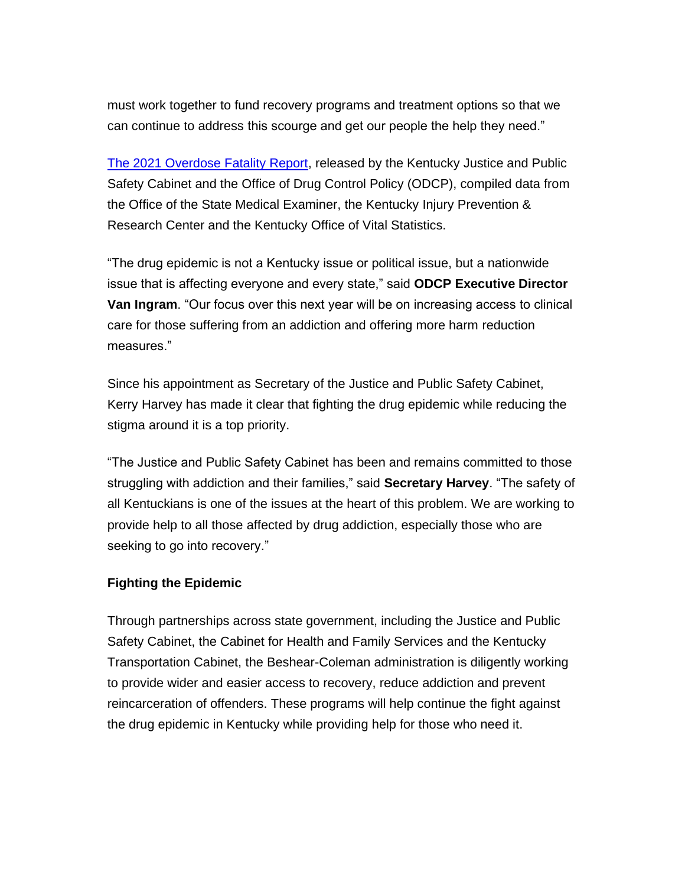must work together to fund recovery programs and treatment options so that we can continue to address this scourge and get our people the help they need."

[The 2021 Overdose Fatality Report](), released by the Kentucky Justice and Public Safety Cabinet and the Office of Drug Control Policy (ODCP), compiled data from the Office of the State Medical Examiner, the Kentucky Injury Prevention & Research Center and the Kentucky Office of Vital Statistics.

"The drug epidemic is not a Kentucky issue or political issue, but a nationwide issue that is affecting everyone and every state," said **ODCP Executive Director Van Ingram**. "Our focus over this next year will be on increasing access to clinical care for those suffering from an addiction and offering more harm reduction measures."

Since his appointment as Secretary of the Justice and Public Safety Cabinet, Kerry Harvey has made it clear that fighting the drug epidemic while reducing the stigma around it is a top priority.

"The Justice and Public Safety Cabinet has been and remains committed to those struggling with addiction and their families," said **Secretary Harvey**. "The safety of all Kentuckians is one of the issues at the heart of this problem. We are working to provide help to all those affected by drug addiction, especially those who are seeking to go into recovery."

**Fighting the Epidemic**

Through partnerships across state government, including the Justice and Public Safety Cabinet, the Cabinet for Health and Family Services and the Kentucky Transportation Cabinet, the Beshear-Coleman administration is diligently working to provide wider and easier access to recovery, reduce addiction and prevent reincarceration of offenders. These programs will help continue the fight against the drug epidemic in Kentucky while providing help for those who need it.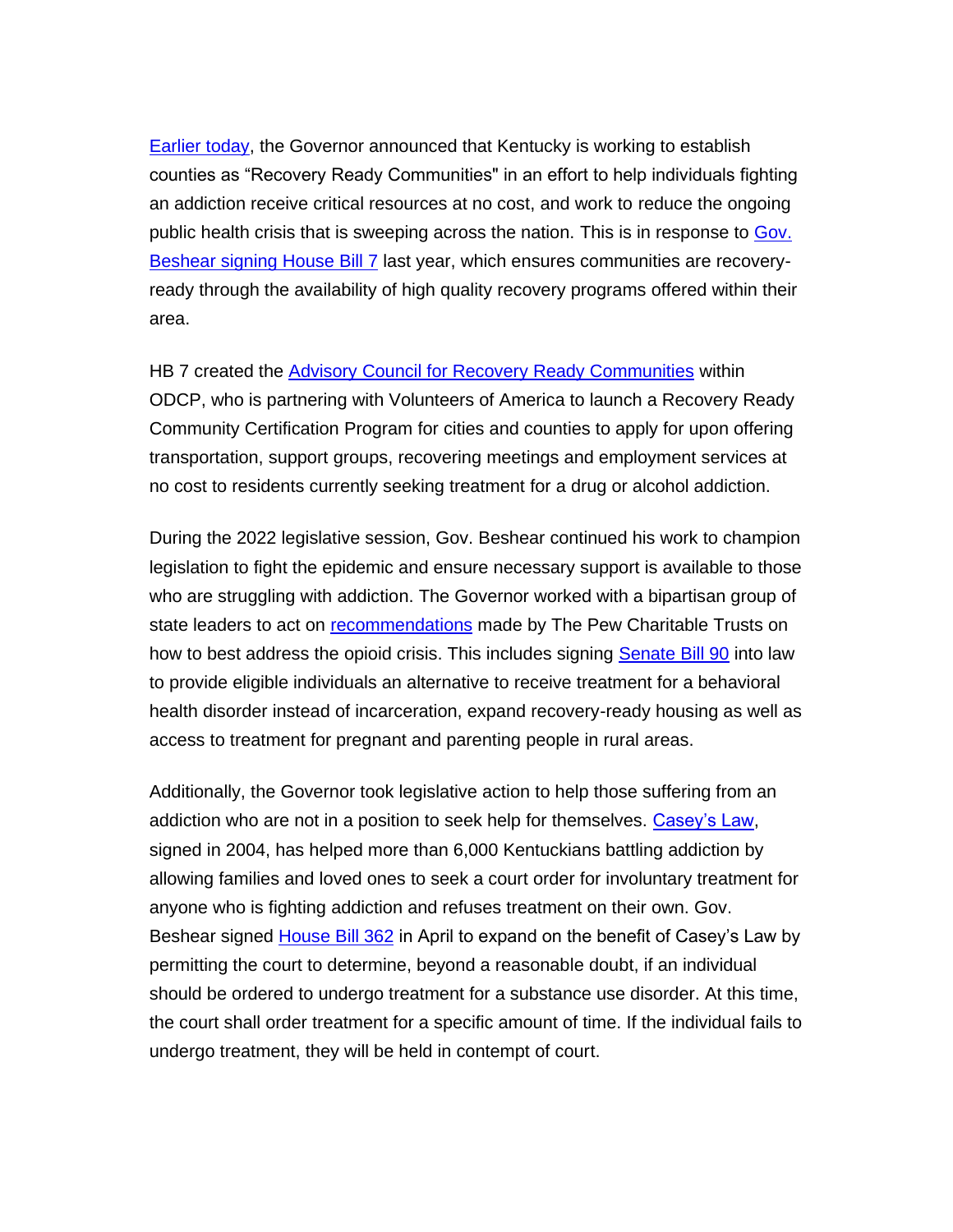Earlier today, the Governor announced that Kentucky is working to establish counties as “Recovery Ready Communities" in an effort to help individuals fighting an addiction receive critical resources at no cost, and work to reduce the ongoing public health crisis that is sweeping across the nation. This is in response to Gov. Beshear signing House Bill 7 last year, which ensures communities are recovery-ready through the availability of high quality recovery programs offered within their area.

HB 7 created the Advisory Council for Recovery Ready Communities within ODCP, who is partnering with Volunteers of America to launch a Recovery Ready Community Certification Program for cities and counties to apply for upon offering transportation, support groups, recovering meetings and employment services at no cost to residents currently seeking treatment for a drug or alcohol addiction.

During the 2022 legislative session, Gov. Beshear continued his work to champion legislation to fight the epidemic and ensure necessary support is available to those who are struggling with addiction. The Governor worked with a bipartisan group of state leaders to act on recommendations made by The Pew Charitable Trusts on how to best address the opioid crisis. This includes signing Senate Bill 90 into law to provide eligible individuals an alternative to receive treatment for a behavioral health disorder instead of incarceration, expand recovery-ready housing as well as access to treatment for pregnant and parenting people in rural areas.

Additionally, the Governor took legislative action to help those suffering from an addiction who are not in a position to seek help for themselves. Casey’s Law, signed in 2004, has helped more than 6,000 Kentuckians battling addiction by allowing families and loved ones to seek a court order for involuntary treatment for anyone who is fighting addiction and refuses treatment on their own. Gov. Beshear signed House Bill 362 in April to expand on the benefit of Casey’s Law by permitting the court to determine, beyond a reasonable doubt, if an individual should be ordered to undergo treatment for a substance use disorder. At this time, the court shall order treatment for a specific amount of time. If the individual fails to undergo treatment, they will be held in contempt of court.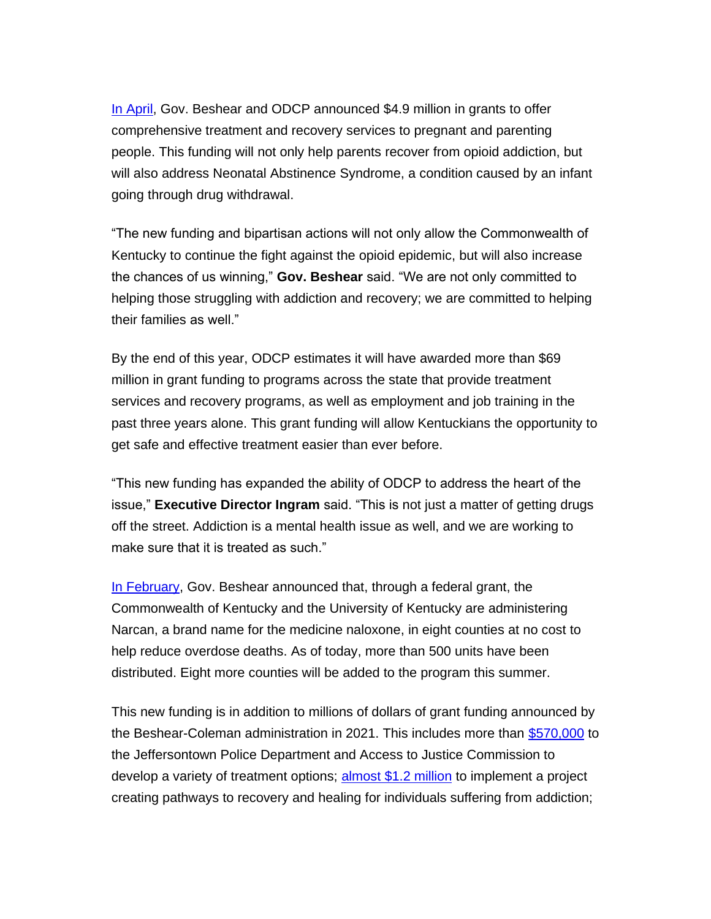In April, Gov. Beshear and ODCP announced $4.9 million in grants to offer comprehensive treatment and recovery services to pregnant and parenting people. This funding will not only help parents recover from opioid addiction, but will also address Neonatal Abstinence Syndrome, a condition caused by an infant going through drug withdrawal.

"The new funding and bipartisan actions will not only allow the Commonwealth of Kentucky to continue the fight against the opioid epidemic, but will also increase the chances of us winning," **Gov. Beshear** said. "We are not only committed to helping those struggling with addiction and recovery; we are committed to helping their families as well."

By the end of this year, ODCP estimates it will have awarded more than $69 million in grant funding to programs across the state that provide treatment services and recovery programs, as well as employment and job training in the past three years alone. This grant funding will allow Kentuckians the opportunity to get safe and effective treatment easier than ever before.

"This new funding has expanded the ability of ODCP to address the heart of the issue," **Executive Director Ingram** said. "This is not just a matter of getting drugs off the street. Addiction is a mental health issue as well, and we are working to make sure that it is treated as such."

In February, Gov. Beshear announced that, through a federal grant, the Commonwealth of Kentucky and the University of Kentucky are administering Narcan, a brand name for the medicine naloxone, in eight counties at no cost to help reduce overdose deaths. As of today, more than 500 units have been distributed. Eight more counties will be added to the program this summer.

This new funding is in addition to millions of dollars of grant funding announced by the Beshear-Coleman administration in 2021. This includes more than $570,000 to the Jeffersontown Police Department and Access to Justice Commission to develop a variety of treatment options; almost $1.2 million to implement a project creating pathways to recovery and healing for individuals suffering from addiction;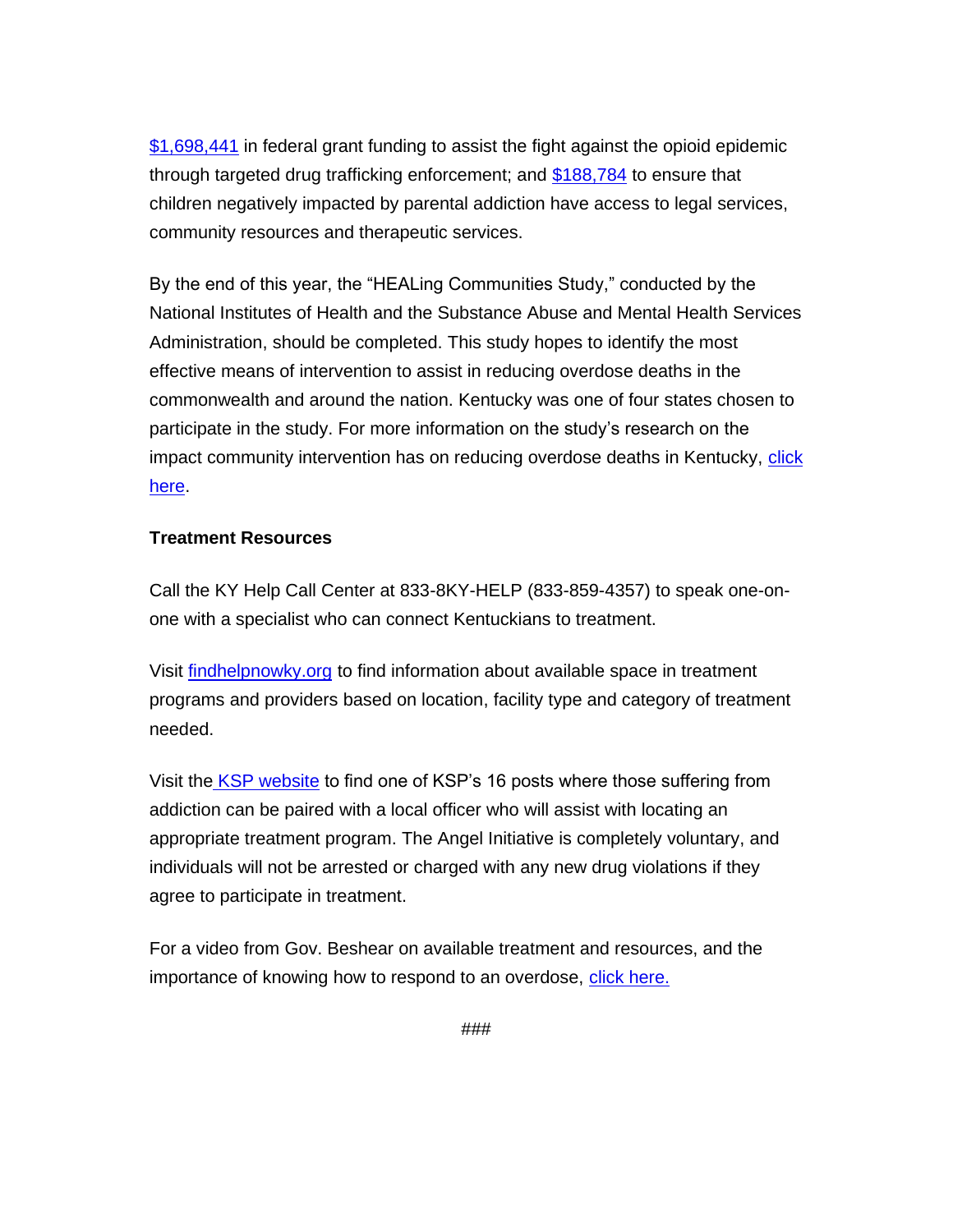$1,698,441 in federal grant funding to assist the fight against the opioid epidemic through targeted drug trafficking enforcement; and $188,784 to ensure that children negatively impacted by parental addiction have access to legal services, community resources and therapeutic services.

By the end of this year, the "HEALing Communities Study," conducted by the National Institutes of Health and the Substance Abuse and Mental Health Services Administration, should be completed. This study hopes to identify the most effective means of intervention to assist in reducing overdose deaths in the commonwealth and around the nation. Kentucky was one of four states chosen to participate in the study. For more information on the study's research on the impact community intervention has on reducing overdose deaths in Kentucky, click here.

**Treatment Resources**

Call the KY Help Call Center at 833-8KY-HELP (833-859-4357) to speak one-on-one with a specialist who can connect Kentuckians to treatment.

Visit findhelpnowky.org to find information about available space in treatment programs and providers based on location, facility type and category of treatment needed.

Visit the KSP website to find one of KSP's 16 posts where those suffering from addiction can be paired with a local officer who will assist with locating an appropriate treatment program. The Angel Initiative is completely voluntary, and individuals will not be arrested or charged with any new drug violations if they agree to participate in treatment.

For a video from Gov. Beshear on available treatment and resources, and the importance of knowing how to respond to an overdose, click here.

###